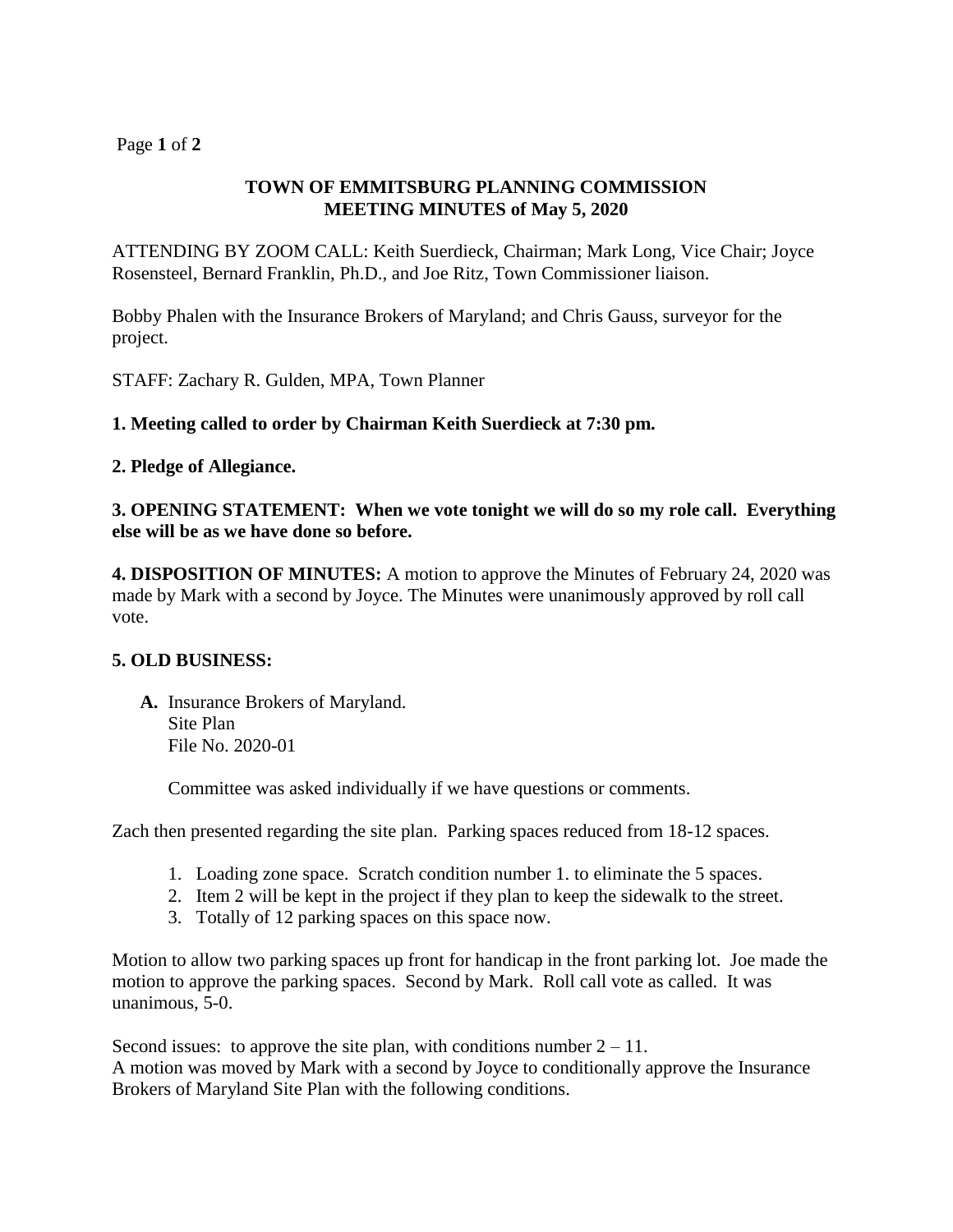# TOWN OF EMMITSBURG PLANNING COMMISSION
## MEETING MINUTES of May 5, 2020

ATTENDING BY ZOOM CALL: Keith Suerdieck, Chairman; Mark Long, Vice Chair; Joyce Rosensteel, Bernard Franklin, Ph.D., and Joe Ritz, Town Commissioner liaison.

Bobby Phalen with the Insurance Brokers of Maryland; and Chris Gauss, surveyor for the project.

STAFF: Zachary R. Gulden, MPA, Town Planner

**1. Meeting called to order by Chairman Keith Suerdieck at 7:30 pm.**

**2. Pledge of Allegiance.**

**3. OPENING STATEMENT: When we vote tonight we will do so my role call. Everything else will be as we have done so before.**

**4. DISPOSITION OF MINUTES:** A motion to approve the Minutes of February 24, 2020 was made by Mark with a second by Joyce. The Minutes were unanimously approved by roll call vote.

**5. OLD BUSINESS:**

**A.** Insurance Brokers of Maryland.
Site Plan
File No. 2020-01

Committee was asked individually if we have questions or comments.

Zach then presented regarding the site plan. Parking spaces reduced from 18-12 spaces.

1. Loading zone space. Scratch condition number 1. to eliminate the 5 spaces.
2. Item 2 will be kept in the project if they plan to keep the sidewalk to the street.
3. Totally of 12 parking spaces on this space now.

Motion to allow two parking spaces up front for handicap in the front parking lot. Joe made the motion to approve the parking spaces. Second by Mark. Roll call vote as called. It was unanimous, 5-0.

Second issues: to approve the site plan, with conditions number 2 – 11.
A motion was moved by Mark with a second by Joyce to conditionally approve the Insurance Brokers of Maryland Site Plan with the following conditions.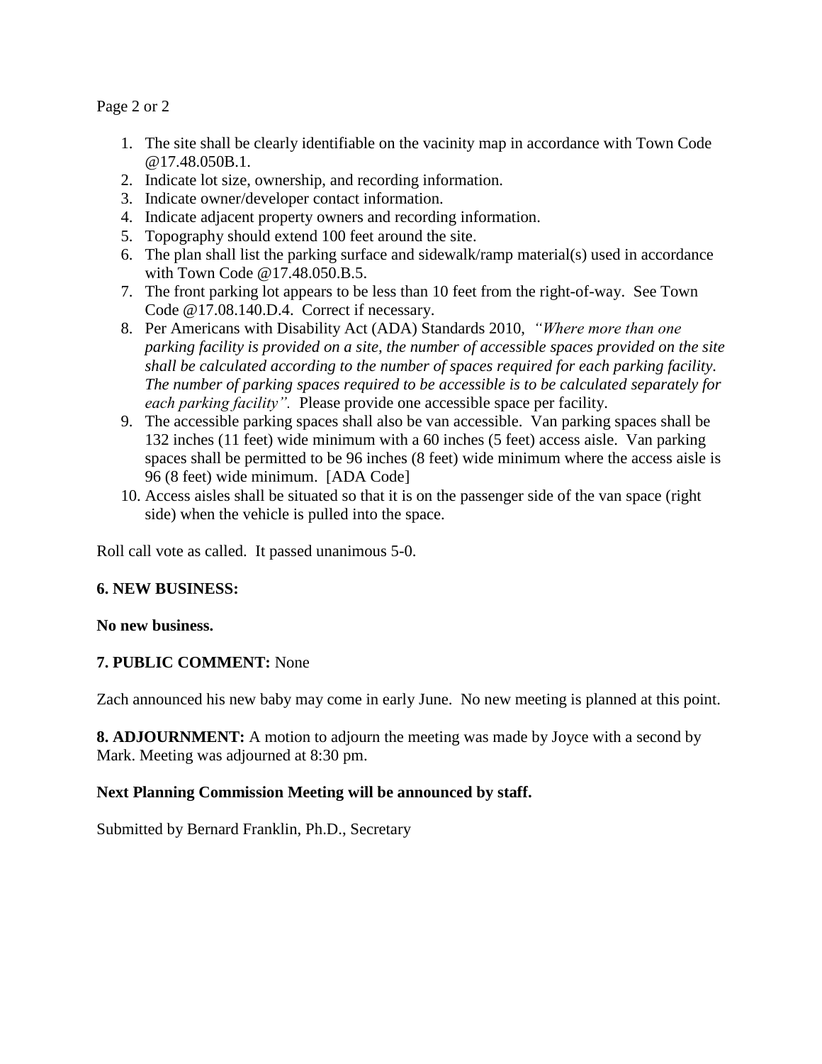1. The site shall be clearly identifiable on the vacinity map in accordance with Town Code @17.48.050B.1.
2. Indicate lot size, ownership, and recording information.
3. Indicate owner/developer contact information.
4. Indicate adjacent property owners and recording information.
5. Topography should extend 100 feet around the site.
6. The plan shall list the parking surface and sidewalk/ramp material(s) used in accordance with Town Code @17.48.050.B.5.
7. The front parking lot appears to be less than 10 feet from the right-of-way. See Town Code @17.08.140.D.4. Correct if necessary.
8. Per Americans with Disability Act (ADA) Standards 2010, *"Where more than one parking facility is provided on a site, the number of accessible spaces provided on the site shall be calculated according to the number of spaces required for each parking facility. The number of parking spaces required to be accessible is to be calculated separately for each parking facility".* Please provide one accessible space per facility.
9. The accessible parking spaces shall also be van accessible. Van parking spaces shall be 132 inches (11 feet) wide minimum with a 60 inches (5 feet) access aisle. Van parking spaces shall be permitted to be 96 inches (8 feet) wide minimum where the access aisle is 96 (8 feet) wide minimum. [ADA Code]
10. Access aisles shall be situated so that it is on the passenger side of the van space (right side) when the vehicle is pulled into the space.

Roll call vote as called. It passed unanimous 5-0.

**6. NEW BUSINESS:**

**No new business.**

**7. PUBLIC COMMENT:** None

Zach announced his new baby may come in early June. No new meeting is planned at this point.

**8. ADJOURNMENT:** A motion to adjourn the meeting was made by Joyce with a second by Mark. Meeting was adjourned at 8:30 pm.

**Next Planning Commission Meeting will be announced by staff.**

Submitted by Bernard Franklin, Ph.D., Secretary